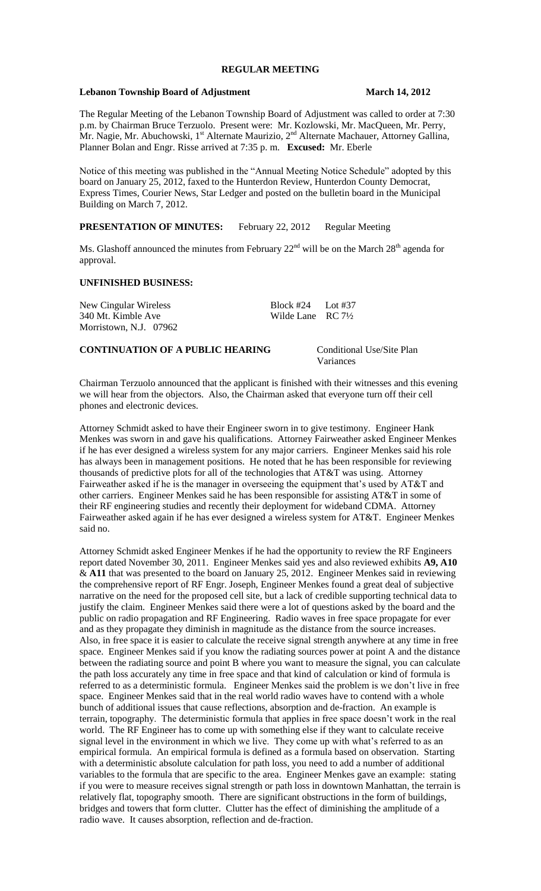**REGULAR MEETING**

**Lebanon Township Board of Adjustment** **March 14, 2012**

The Regular Meeting of the Lebanon Township Board of Adjustment was called to order at 7:30 p.m. by Chairman Bruce Terzuolo. Present were: Mr. Kozlowski, Mr. MacQueen, Mr. Perry, Mr. Nagie, Mr. Abuchowski, 1st Alternate Maurizio, 2nd Alternate Machauer, Attorney Gallina, Planner Bolan and Engr. Risse arrived at 7:35 p. m. **Excused:** Mr. Eberle

Notice of this meeting was published in the "Annual Meeting Notice Schedule" adopted by this board on January 25, 2012, faxed to the Hunterdon Review, Hunterdon County Democrat, Express Times, Courier News, Star Ledger and posted on the bulletin board in the Municipal Building on March 7, 2012.

**PRESENTATION OF MINUTES:** February 22, 2012 Regular Meeting

Ms. Glashoff announced the minutes from February 22nd will be on the March 28th agenda for approval.

**UNFINISHED BUSINESS:**

New Cingular Wireless Block #24 Lot #37
340 Mt. Kimble Ave Wilde Lane RC 7½
Morristown, N.J. 07962

**CONTINUATION OF A PUBLIC HEARING** Conditional Use/Site Plan Variances

Chairman Terzuolo announced that the applicant is finished with their witnesses and this evening we will hear from the objectors. Also, the Chairman asked that everyone turn off their cell phones and electronic devices.

Attorney Schmidt asked to have their Engineer sworn in to give testimony. Engineer Hank Menkes was sworn in and gave his qualifications. Attorney Fairweather asked Engineer Menkes if he has ever designed a wireless system for any major carriers. Engineer Menkes said his role has always been in management positions. He noted that he has been responsible for reviewing thousands of predictive plots for all of the technologies that AT&T was using. Attorney Fairweather asked if he is the manager in overseeing the equipment that's used by AT&T and other carriers. Engineer Menkes said he has been responsible for assisting AT&T in some of their RF engineering studies and recently their deployment for wideband CDMA. Attorney Fairweather asked again if he has ever designed a wireless system for AT&T. Engineer Menkes said no.

Attorney Schmidt asked Engineer Menkes if he had the opportunity to review the RF Engineers report dated November 30, 2011. Engineer Menkes said yes and also reviewed exhibits **A9, A10** & **A11** that was presented to the board on January 25, 2012. Engineer Menkes said in reviewing the comprehensive report of RF Engr. Joseph, Engineer Menkes found a great deal of subjective narrative on the need for the proposed cell site, but a lack of credible supporting technical data to justify the claim. Engineer Menkes said there were a lot of questions asked by the board and the public on radio propagation and RF Engineering. Radio waves in free space propagate for ever and as they propagate they diminish in magnitude as the distance from the source increases. Also, in free space it is easier to calculate the receive signal strength anywhere at any time in free space. Engineer Menkes said if you know the radiating sources power at point A and the distance between the radiating source and point B where you want to measure the signal, you can calculate the path loss accurately any time in free space and that kind of calculation or kind of formula is referred to as a deterministic formula. Engineer Menkes said the problem is we don't live in free space. Engineer Menkes said that in the real world radio waves have to contend with a whole bunch of additional issues that cause reflections, absorption and de-fraction. An example is terrain, topography. The deterministic formula that applies in free space doesn't work in the real world. The RF Engineer has to come up with something else if they want to calculate receive signal level in the environment in which we live. They come up with what's referred to as an empirical formula. An empirical formula is defined as a formula based on observation. Starting with a deterministic absolute calculation for path loss, you need to add a number of additional variables to the formula that are specific to the area. Engineer Menkes gave an example: stating if you were to measure receives signal strength or path loss in downtown Manhattan, the terrain is relatively flat, topography smooth. There are significant obstructions in the form of buildings, bridges and towers that form clutter. Clutter has the effect of diminishing the amplitude of a radio wave. It causes absorption, reflection and de-fraction.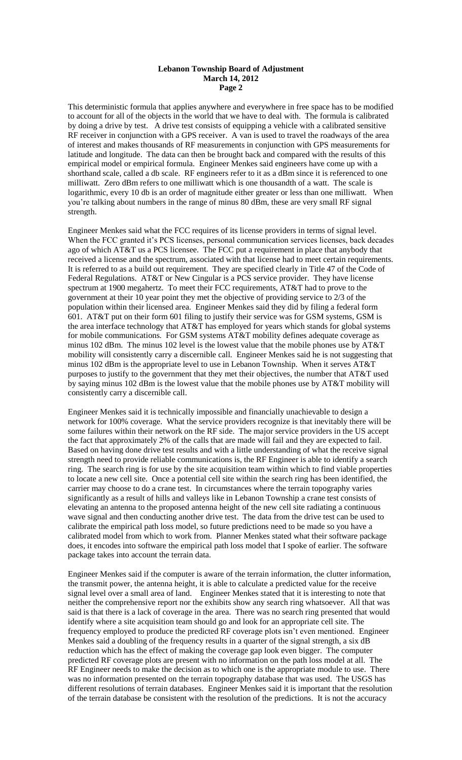This deterministic formula that applies anywhere and everywhere in free space has to be modified to account for all of the objects in the world that we have to deal with. The formula is calibrated by doing a drive by test. A drive test consists of equipping a vehicle with a calibrated sensitive RF receiver in conjunction with a GPS receiver. A van is used to travel the roadways of the area of interest and makes thousands of RF measurements in conjunction with GPS measurements for latitude and longitude. The data can then be brought back and compared with the results of this empirical model or empirical formula. Engineer Menkes said engineers have come up with a shorthand scale, called a db scale. RF engineers refer to it as a dBm since it is referenced to one milliwatt. Zero dBm refers to one milliwatt which is one thousandth of a watt. The scale is logarithmic, every 10 db is an order of magnitude either greater or less than one milliwatt. When you're talking about numbers in the range of minus 80 dBm, these are very small RF signal strength.

Engineer Menkes said what the FCC requires of its license providers in terms of signal level. When the FCC granted it's PCS licenses, personal communication services licenses, back decades ago of which AT&T us a PCS licensee. The FCC put a requirement in place that anybody that received a license and the spectrum, associated with that license had to meet certain requirements. It is referred to as a build out requirement. They are specified clearly in Title 47 of the Code of Federal Regulations. AT&T or New Cingular is a PCS service provider. They have license spectrum at 1900 megahertz. To meet their FCC requirements, AT&T had to prove to the government at their 10 year point they met the objective of providing service to 2/3 of the population within their licensed area. Engineer Menkes said they did by filing a federal form 601. AT&T put on their form 601 filing to justify their service was for GSM systems, GSM is the area interface technology that AT&T has employed for years which stands for global systems for mobile communications. For GSM systems AT&T mobility defines adequate coverage as minus 102 dBm. The minus 102 level is the lowest value that the mobile phones use by AT&T mobility will consistently carry a discernible call. Engineer Menkes said he is not suggesting that minus 102 dBm is the appropriate level to use in Lebanon Township. When it serves AT&T purposes to justify to the government that they met their objectives, the number that AT&T used by saying minus 102 dBm is the lowest value that the mobile phones use by AT&T mobility will consistently carry a discernible call.

Engineer Menkes said it is technically impossible and financially unachievable to design a network for 100% coverage. What the service providers recognize is that inevitably there will be some failures within their network on the RF side. The major service providers in the US accept the fact that approximately 2% of the calls that are made will fail and they are expected to fail. Based on having done drive test results and with a little understanding of what the receive signal strength need to provide reliable communications is, the RF Engineer is able to identify a search ring. The search ring is for use by the site acquisition team within which to find viable properties to locate a new cell site. Once a potential cell site within the search ring has been identified, the carrier may choose to do a crane test. In circumstances where the terrain topography varies significantly as a result of hills and valleys like in Lebanon Township a crane test consists of elevating an antenna to the proposed antenna height of the new cell site radiating a continuous wave signal and then conducting another drive test. The data from the drive test can be used to calibrate the empirical path loss model, so future predictions need to be made so you have a calibrated model from which to work from. Planner Menkes stated what their software package does, it encodes into software the empirical path loss model that I spoke of earlier. The software package takes into account the terrain data.

Engineer Menkes said if the computer is aware of the terrain information, the clutter information, the transmit power, the antenna height, it is able to calculate a predicted value for the receive signal level over a small area of land. Engineer Menkes stated that it is interesting to note that neither the comprehensive report nor the exhibits show any search ring whatsoever. All that was said is that there is a lack of coverage in the area. There was no search ring presented that would identify where a site acquisition team should go and look for an appropriate cell site. The frequency employed to produce the predicted RF coverage plots isn't even mentioned. Engineer Menkes said a doubling of the frequency results in a quarter of the signal strength, a six dB reduction which has the effect of making the coverage gap look even bigger. The computer predicted RF coverage plots are present with no information on the path loss model at all. The RF Engineer needs to make the decision as to which one is the appropriate module to use. There was no information presented on the terrain topography database that was used. The USGS has different resolutions of terrain databases. Engineer Menkes said it is important that the resolution of the terrain database be consistent with the resolution of the predictions. It is not the accuracy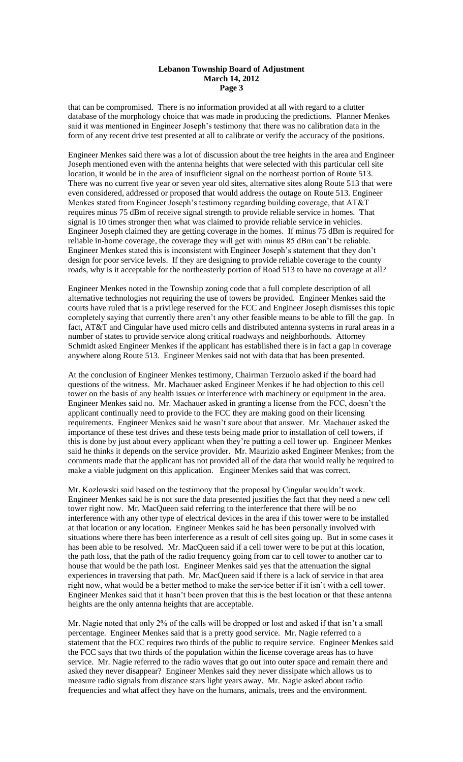that can be compromised. There is no information provided at all with regard to a clutter database of the morphology choice that was made in producing the predictions. Planner Menkes said it was mentioned in Engineer Joseph's testimony that there was no calibration data in the form of any recent drive test presented at all to calibrate or verify the accuracy of the positions.

Engineer Menkes said there was a lot of discussion about the tree heights in the area and Engineer Joseph mentioned even with the antenna heights that were selected with this particular cell site location, it would be in the area of insufficient signal on the northeast portion of Route 513. There was no current five year or seven year old sites, alternative sites along Route 513 that were even considered, addressed or proposed that would address the outage on Route 513. Engineer Menkes stated from Engineer Joseph's testimony regarding building coverage, that AT&T requires minus 75 dBm of receive signal strength to provide reliable service in homes. That signal is 10 times stronger then what was claimed to provide reliable service in vehicles. Engineer Joseph claimed they are getting coverage in the homes. If minus 75 dBm is required for reliable in-home coverage, the coverage they will get with minus 85 dBm can't be reliable. Engineer Menkes stated this is inconsistent with Engineer Joseph's statement that they don't design for poor service levels. If they are designing to provide reliable coverage to the county roads, why is it acceptable for the northeasterly portion of Road 513 to have no coverage at all?

Engineer Menkes noted in the Township zoning code that a full complete description of all alternative technologies not requiring the use of towers be provided. Engineer Menkes said the courts have ruled that is a privilege reserved for the FCC and Engineer Joseph dismisses this topic completely saying that currently there aren't any other feasible means to be able to fill the gap. In fact, AT&T and Cingular have used micro cells and distributed antenna systems in rural areas in a number of states to provide service along critical roadways and neighborhoods. Attorney Schmidt asked Engineer Menkes if the applicant has established there is in fact a gap in coverage anywhere along Route 513. Engineer Menkes said not with data that has been presented.

At the conclusion of Engineer Menkes testimony, Chairman Terzuolo asked if the board had questions of the witness. Mr. Machauer asked Engineer Menkes if he had objection to this cell tower on the basis of any health issues or interference with machinery or equipment in the area. Engineer Menkes said no. Mr. Machauer asked in granting a license from the FCC, doesn't the applicant continually need to provide to the FCC they are making good on their licensing requirements. Engineer Menkes said he wasn't sure about that answer. Mr. Machauer asked the importance of these test drives and these tests being made prior to installation of cell towers, if this is done by just about every applicant when they're putting a cell tower up. Engineer Menkes said he thinks it depends on the service provider. Mr. Maurizio asked Engineer Menkes; from the comments made that the applicant has not provided all of the data that would really be required to make a viable judgment on this application. Engineer Menkes said that was correct.

Mr. Kozlowski said based on the testimony that the proposal by Cingular wouldn't work. Engineer Menkes said he is not sure the data presented justifies the fact that they need a new cell tower right now. Mr. MacQueen said referring to the interference that there will be no interference with any other type of electrical devices in the area if this tower were to be installed at that location or any location. Engineer Menkes said he has been personally involved with situations where there has been interference as a result of cell sites going up. But in some cases it has been able to be resolved. Mr. MacQueen said if a cell tower were to be put at this location, the path loss, that the path of the radio frequency going from car to cell tower to another car to house that would be the path lost. Engineer Menkes said yes that the attenuation the signal experiences in traversing that path. Mr. MacQueen said if there is a lack of service in that area right now, what would be a better method to make the service better if it isn't with a cell tower. Engineer Menkes said that it hasn't been proven that this is the best location or that these antenna heights are the only antenna heights that are acceptable.

Mr. Nagie noted that only 2% of the calls will be dropped or lost and asked if that isn't a small percentage. Engineer Menkes said that is a pretty good service. Mr. Nagie referred to a statement that the FCC requires two thirds of the public to require service. Engineer Menkes said the FCC says that two thirds of the population within the license coverage areas has to have service. Mr. Nagie referred to the radio waves that go out into outer space and remain there and asked they never disappear? Engineer Menkes said they never dissipate which allows us to measure radio signals from distance stars light years away. Mr. Nagie asked about radio frequencies and what affect they have on the humans, animals, trees and the environment.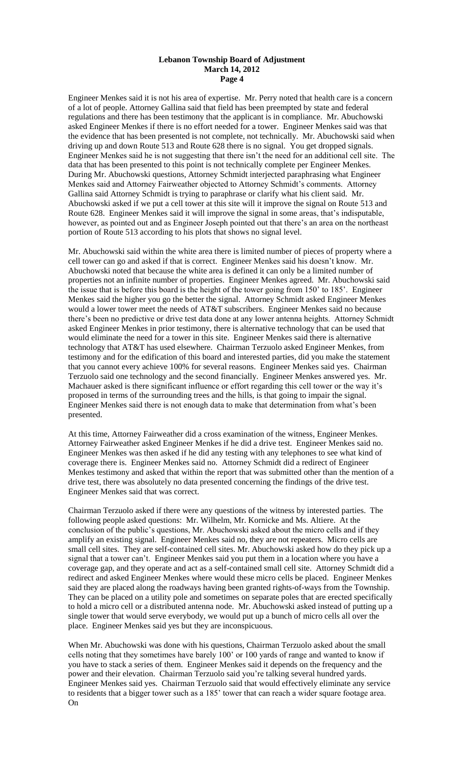Engineer Menkes said it is not his area of expertise. Mr. Perry noted that health care is a concern of a lot of people. Attorney Gallina said that field has been preempted by state and federal regulations and there has been testimony that the applicant is in compliance. Mr. Abuchowski asked Engineer Menkes if there is no effort needed for a tower. Engineer Menkes said was that the evidence that has been presented is not complete, not technically. Mr. Abuchowski said when driving up and down Route 513 and Route 628 there is no signal. You get dropped signals. Engineer Menkes said he is not suggesting that there isn't the need for an additional cell site. The data that has been presented to this point is not technically complete per Engineer Menkes. During Mr. Abuchowski questions, Attorney Schmidt interjected paraphrasing what Engineer Menkes said and Attorney Fairweather objected to Attorney Schmidt's comments. Attorney Gallina said Attorney Schmidt is trying to paraphrase or clarify what his client said. Mr. Abuchowski asked if we put a cell tower at this site will it improve the signal on Route 513 and Route 628. Engineer Menkes said it will improve the signal in some areas, that's indisputable, however, as pointed out and as Engineer Joseph pointed out that there's an area on the northeast portion of Route 513 according to his plots that shows no signal level.

Mr. Abuchowski said within the white area there is limited number of pieces of property where a cell tower can go and asked if that is correct. Engineer Menkes said his doesn't know. Mr. Abuchowski noted that because the white area is defined it can only be a limited number of properties not an infinite number of properties. Engineer Menkes agreed. Mr. Abuchowski said the issue that is before this board is the height of the tower going from 150' to 185'. Engineer Menkes said the higher you go the better the signal. Attorney Schmidt asked Engineer Menkes would a lower tower meet the needs of AT&T subscribers. Engineer Menkes said no because there's been no predictive or drive test data done at any lower antenna heights. Attorney Schmidt asked Engineer Menkes in prior testimony, there is alternative technology that can be used that would eliminate the need for a tower in this site. Engineer Menkes said there is alternative technology that AT&T has used elsewhere. Chairman Terzuolo asked Engineer Menkes, from testimony and for the edification of this board and interested parties, did you make the statement that you cannot every achieve 100% for several reasons. Engineer Menkes said yes. Chairman Terzuolo said one technology and the second financially. Engineer Menkes answered yes. Mr. Machauer asked is there significant influence or effort regarding this cell tower or the way it's proposed in terms of the surrounding trees and the hills, is that going to impair the signal. Engineer Menkes said there is not enough data to make that determination from what's been presented.

At this time, Attorney Fairweather did a cross examination of the witness, Engineer Menkes. Attorney Fairweather asked Engineer Menkes if he did a drive test. Engineer Menkes said no. Engineer Menkes was then asked if he did any testing with any telephones to see what kind of coverage there is. Engineer Menkes said no. Attorney Schmidt did a redirect of Engineer Menkes testimony and asked that within the report that was submitted other than the mention of a drive test, there was absolutely no data presented concerning the findings of the drive test. Engineer Menkes said that was correct.

Chairman Terzuolo asked if there were any questions of the witness by interested parties. The following people asked questions: Mr. Wilhelm, Mr. Kornicke and Ms. Altiere. At the conclusion of the public's questions, Mr. Abuchowski asked about the micro cells and if they amplify an existing signal. Engineer Menkes said no, they are not repeaters. Micro cells are small cell sites. They are self-contained cell sites. Mr. Abuchowski asked how do they pick up a signal that a tower can't. Engineer Menkes said you put them in a location where you have a coverage gap, and they operate and act as a self-contained small cell site. Attorney Schmidt did a redirect and asked Engineer Menkes where would these micro cells be placed. Engineer Menkes said they are placed along the roadways having been granted rights-of-ways from the Township. They can be placed on a utility pole and sometimes on separate poles that are erected specifically to hold a micro cell or a distributed antenna node. Mr. Abuchowski asked instead of putting up a single tower that would serve everybody, we would put up a bunch of micro cells all over the place. Engineer Menkes said yes but they are inconspicuous.

When Mr. Abuchowski was done with his questions, Chairman Terzuolo asked about the small cells noting that they sometimes have barely 100' or 100 yards of range and wanted to know if you have to stack a series of them. Engineer Menkes said it depends on the frequency and the power and their elevation. Chairman Terzuolo said you're talking several hundred yards. Engineer Menkes said yes. Chairman Terzuolo said that would effectively eliminate any service to residents that a bigger tower such as a 185' tower that can reach a wider square footage area. On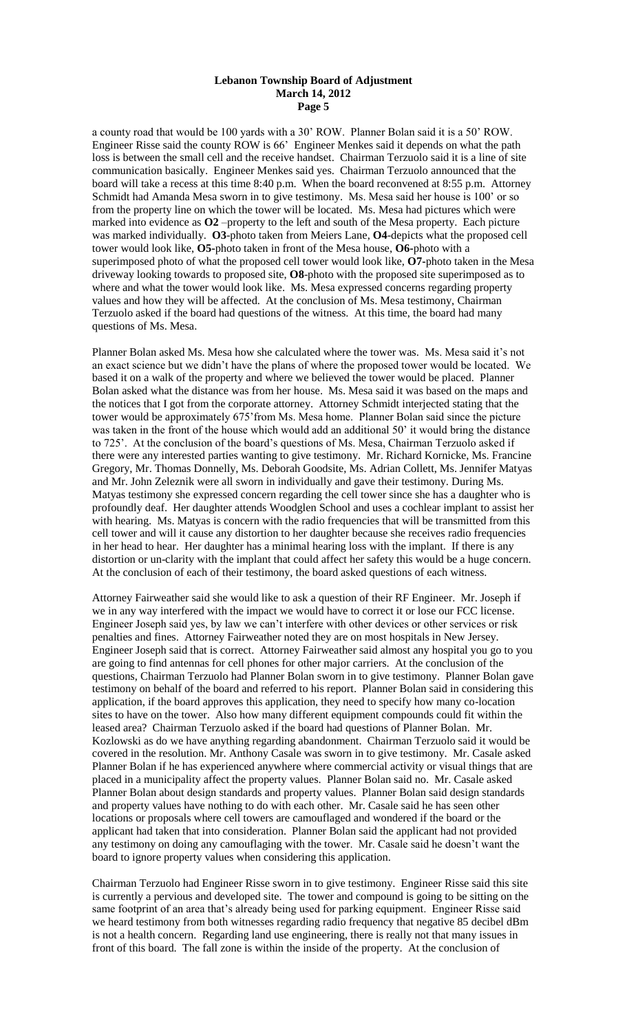a county road that would be 100 yards with a 30' ROW. Planner Bolan said it is a 50' ROW. Engineer Risse said the county ROW is 66' Engineer Menkes said it depends on what the path loss is between the small cell and the receive handset. Chairman Terzuolo said it is a line of site communication basically. Engineer Menkes said yes. Chairman Terzuolo announced that the board will take a recess at this time 8:40 p.m. When the board reconvened at 8:55 p.m. Attorney Schmidt had Amanda Mesa sworn in to give testimony. Ms. Mesa said her house is 100' or so from the property line on which the tower will be located. Ms. Mesa had pictures which were marked into evidence as **O2** –property to the left and south of the Mesa property. Each picture was marked individually. **O3**-photo taken from Meiers Lane, **O4**-depicts what the proposed cell tower would look like, **O5**-photo taken in front of the Mesa house, **O6**-photo with a superimposed photo of what the proposed cell tower would look like, **O7**-photo taken in the Mesa driveway looking towards to proposed site, **O8**-photo with the proposed site superimposed as to where and what the tower would look like. Ms. Mesa expressed concerns regarding property values and how they will be affected. At the conclusion of Ms. Mesa testimony, Chairman Terzuolo asked if the board had questions of the witness. At this time, the board had many questions of Ms. Mesa.

Planner Bolan asked Ms. Mesa how she calculated where the tower was. Ms. Mesa said it's not an exact science but we didn't have the plans of where the proposed tower would be located. We based it on a walk of the property and where we believed the tower would be placed. Planner Bolan asked what the distance was from her house. Ms. Mesa said it was based on the maps and the notices that I got from the corporate attorney. Attorney Schmidt interjected stating that the tower would be approximately 675'from Ms. Mesa home. Planner Bolan said since the picture was taken in the front of the house which would add an additional 50' it would bring the distance to 725'. At the conclusion of the board's questions of Ms. Mesa, Chairman Terzuolo asked if there were any interested parties wanting to give testimony. Mr. Richard Kornicke, Ms. Francine Gregory, Mr. Thomas Donnelly, Ms. Deborah Goodsite, Ms. Adrian Collett, Ms. Jennifer Matyas and Mr. John Zeleznik were all sworn in individually and gave their testimony. During Ms. Matyas testimony she expressed concern regarding the cell tower since she has a daughter who is profoundly deaf. Her daughter attends Woodglen School and uses a cochlear implant to assist her with hearing. Ms. Matyas is concern with the radio frequencies that will be transmitted from this cell tower and will it cause any distortion to her daughter because she receives radio frequencies in her head to hear. Her daughter has a minimal hearing loss with the implant. If there is any distortion or un-clarity with the implant that could affect her safety this would be a huge concern. At the conclusion of each of their testimony, the board asked questions of each witness.

Attorney Fairweather said she would like to ask a question of their RF Engineer. Mr. Joseph if we in any way interfered with the impact we would have to correct it or lose our FCC license. Engineer Joseph said yes, by law we can't interfere with other devices or other services or risk penalties and fines. Attorney Fairweather noted they are on most hospitals in New Jersey. Engineer Joseph said that is correct. Attorney Fairweather said almost any hospital you go to you are going to find antennas for cell phones for other major carriers. At the conclusion of the questions, Chairman Terzuolo had Planner Bolan sworn in to give testimony. Planner Bolan gave testimony on behalf of the board and referred to his report. Planner Bolan said in considering this application, if the board approves this application, they need to specify how many co-location sites to have on the tower. Also how many different equipment compounds could fit within the leased area? Chairman Terzuolo asked if the board had questions of Planner Bolan. Mr. Kozlowski as do we have anything regarding abandonment. Chairman Terzuolo said it would be covered in the resolution. Mr. Anthony Casale was sworn in to give testimony. Mr. Casale asked Planner Bolan if he has experienced anywhere where commercial activity or visual things that are placed in a municipality affect the property values. Planner Bolan said no. Mr. Casale asked Planner Bolan about design standards and property values. Planner Bolan said design standards and property values have nothing to do with each other. Mr. Casale said he has seen other locations or proposals where cell towers are camouflaged and wondered if the board or the applicant had taken that into consideration. Planner Bolan said the applicant had not provided any testimony on doing any camouflaging with the tower. Mr. Casale said he doesn't want the board to ignore property values when considering this application.

Chairman Terzuolo had Engineer Risse sworn in to give testimony. Engineer Risse said this site is currently a pervious and developed site. The tower and compound is going to be sitting on the same footprint of an area that's already being used for parking equipment. Engineer Risse said we heard testimony from both witnesses regarding radio frequency that negative 85 decibel dBm is not a health concern. Regarding land use engineering, there is really not that many issues in front of this board. The fall zone is within the inside of the property. At the conclusion of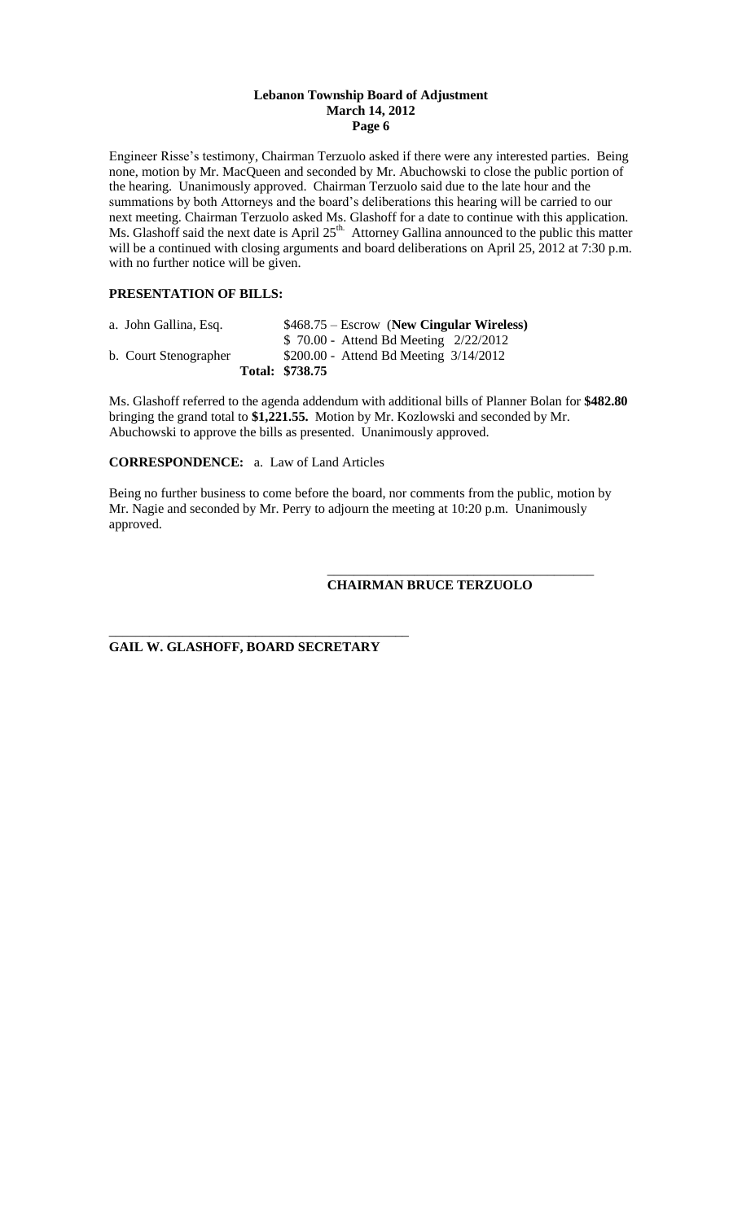Engineer Risse's testimony, Chairman Terzuolo asked if there were any interested parties. Being none, motion by Mr. MacQueen and seconded by Mr. Abuchowski to close the public portion of the hearing. Unanimously approved. Chairman Terzuolo said due to the late hour and the summations by both Attorneys and the board's deliberations this hearing will be carried to our next meeting. Chairman Terzuolo asked Ms. Glashoff for a date to continue with this application. Ms. Glashoff said the next date is April 25th. Attorney Gallina announced to the public this matter will be a continued with closing arguments and board deliberations on April 25, 2012 at 7:30 p.m. with no further notice will be given.

**PRESENTATION OF BILLS:**

| | |
|---|---|
| a. John Gallina, Esq. | $468.75 – Escrow (**New Cingular Wireless**) |
| | $ 70.00 - Attend Bd Meeting 2/22/2012 |
| b. Court Stenographer | $200.00 - Attend Bd Meeting 3/14/2012 |
| | **Total: $738.75** |

Ms. Glashoff referred to the agenda addendum with additional bills of Planner Bolan for **$482.80** bringing the grand total to **$1,221.55.** Motion by Mr. Kozlowski and seconded by Mr. Abuchowski to approve the bills as presented. Unanimously approved.

**CORRESPONDENCE:** a. Law of Land Articles

Being no further business to come before the board, nor comments from the public, motion by Mr. Nagie and seconded by Mr. Perry to adjourn the meeting at 10:20 p.m. Unanimously approved.

\_\_\_\_\_\_\_\_\_\_\_\_\_\_\_\_\_\_\_\_\_\_\_\_\_\_\_\_\_\_\_\_\_\_\_\_\_\_\_\_

**CHAIRMAN BRUCE TERZUOLO**

\_\_\_\_\_\_\_\_\_\_\_\_\_\_\_\_\_\_\_\_\_\_\_\_\_\_\_\_\_\_\_\_\_\_\_\_\_\_\_\_\_\_\_\_

**GAIL W. GLASHOFF, BOARD SECRETARY**